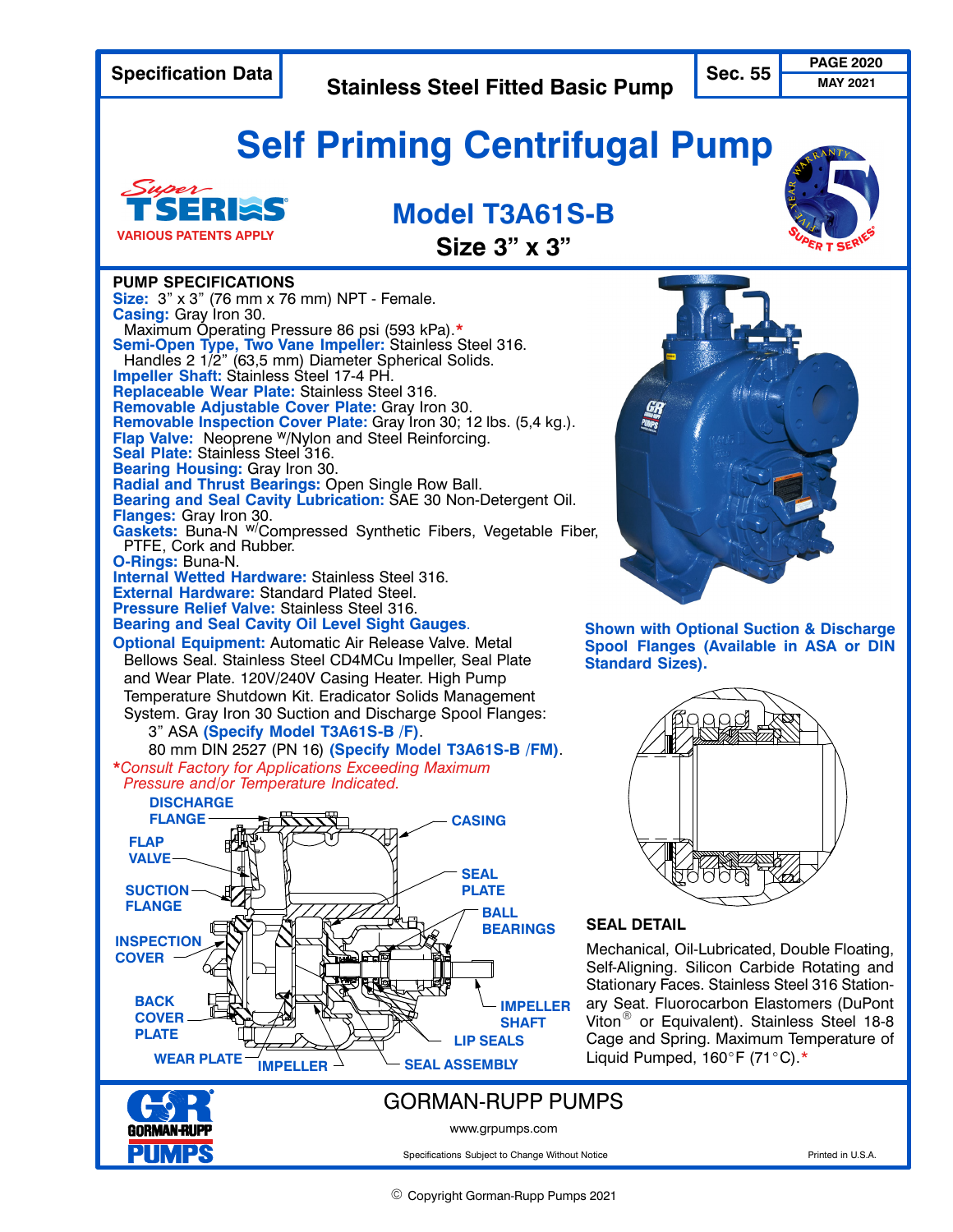Specification Data | Stainless Steel Fitted Basic Pump | Sec. 55 | PAGE 2020 | MAY 2021

# Self Priming Centrifugal Pump

Super T SERIES
VARIOUS PATENTS APPLY

## Model T3A61S-B
### Size 3" x 3"

### PUMP SPECIFICATIONS

**Size:** 3" x 3" (76 mm x 76 mm) NPT - Female.

**Casing:** Gray Iron 30.
Maximum Operating Pressure 86 psi (593 kPa).*

**Semi-Open Type, Two Vane Impeller:** Stainless Steel 316.
Handles 2 1/2" (63,5 mm) Diameter Spherical Solids.

**Impeller Shaft:** Stainless Steel 17-4 PH.

**Replaceable Wear Plate:** Stainless Steel 316.

**Removable Adjustable Cover Plate:** Gray Iron 30.

**Removable Inspection Cover Plate:** Gray Iron 30; 12 lbs. (5,4 kg.).

**Flap Valve:** Neoprene W/Nylon and Steel Reinforcing.

**Seal Plate:** Stainless Steel 316.

**Bearing Housing:** Gray Iron 30.

**Radial and Thrust Bearings:** Open Single Row Ball.

**Bearing and Seal Cavity Lubrication:** SAE 30 Non-Detergent Oil.

**Flanges:** Gray Iron 30.

**Gaskets:** Buna-N W/Compressed Synthetic Fibers, Vegetable Fiber, PTFE, Cork and Rubber.

**O-Rings:** Buna-N.

**Internal Wetted Hardware:** Stainless Steel 316.

**External Hardware:** Standard Plated Steel.

**Pressure Relief Valve:** Stainless Steel 316.

**Bearing and Seal Cavity Oil Level Sight Gauges**.

**Optional Equipment:** Automatic Air Release Valve. Metal Bellows Seal. Stainless Steel CD4MCu Impeller, Seal Plate and Wear Plate. 120V/240V Casing Heater. High Pump Temperature Shutdown Kit. Eradicator Solids Management System. Gray Iron 30 Suction and Discharge Spool Flanges:
3" ASA **(Specify Model T3A61S-B /F)**.
80 mm DIN 2527 (PN 16) **(Specify Model T3A61S-B /FM)**.

*\*Consult Factory for Applications Exceeding Maximum Pressure and/or Temperature Indicated.*

**Shown with Optional Suction & Discharge Spool Flanges (Available in ASA or DIN Standard Sizes).**

DISCHARGE FLANGE, FLAP VALVE, SUCTION FLANGE, INSPECTION COVER, BACK COVER PLATE, WEAR PLATE, IMPELLER, CASING, SEAL PLATE, BALL BEARINGS, IMPELLER SHAFT, LIP SEALS, SEAL ASSEMBLY

### SEAL DETAIL

Mechanical, Oil-Lubricated, Double Floating, Self-Aligning. Silicon Carbide Rotating and Stationary Faces. Stainless Steel 316 Stationary Seat. Fluorocarbon Elastomers (DuPont Viton® or Equivalent). Stainless Steel 18-8 Cage and Spring. Maximum Temperature of Liquid Pumped, 160°F (71°C).*

GORMAN-RUPP PUMPS

www.grpumps.com

Specifications Subject to Change Without Notice

Printed in U.S.A.

© Copyright Gorman-Rupp Pumps 2021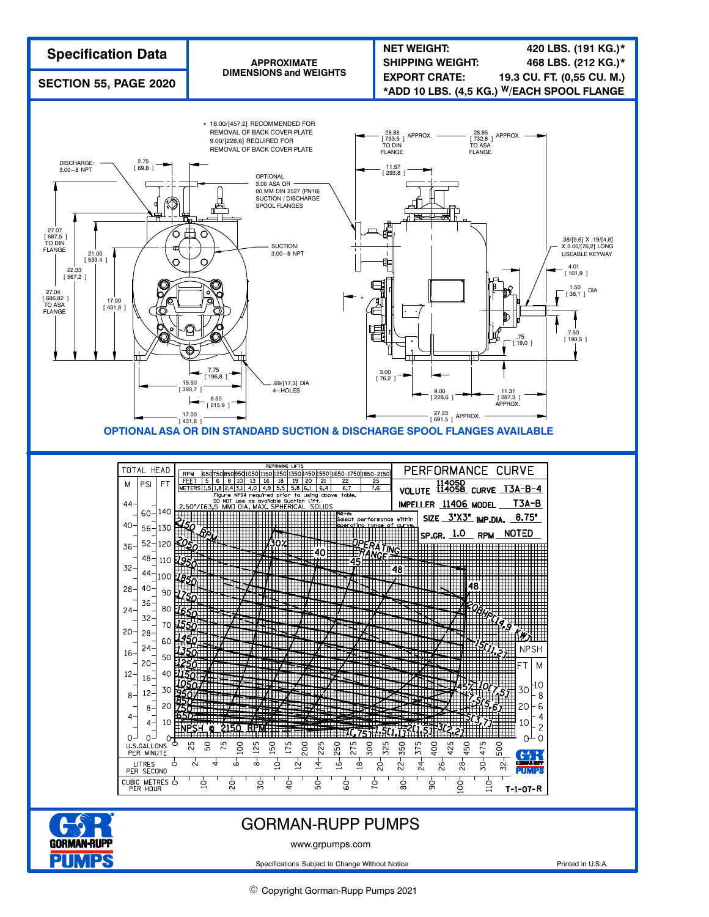# Specification Data

**SECTION 55, PAGE 2020**

**APPROXIMATE DIMENSIONS and WEIGHTS**

| | |
|---|---|
| NET WEIGHT: | 420 LBS. (191 KG.)* |
| SHIPPING WEIGHT: | 468 LBS. (212 KG.)* |
| EXPORT CRATE: | 19.3 CU. FT. (0,55 CU. M.) |

*ADD 10 LBS. (4,5 KG.) W/EACH SPOOL FLANGE

\* 18.00/[457,2] RECOMMENDED FOR REMOVAL OF BACK COVER PLATE
9.00/[228,6] REQUIRED FOR REMOVAL OF BACK COVER PLATE

DISCHARGE: 3.00−8 NPT

2.75 [ 69,8 ]

OPTIONAL 3.00 ASA OR 80 MM DIN 2527 (PN16) SUCTION / DISCHARGE SPOOL FLANGES

SUCTION: 3.00−8 NPT

27.07 [ 687,5 ] TO DIN FLANGE

21.00 [ 533,4 ]

22.33 [ 567,2 ]

27.04 [ 686.82 ] TO ASA FLANGE

17.00 [ 431,8 ]

7.75 [ 196,8 ]

15.50 [ 393,7 ]

.69/[17,5] DIA 4−HOLES

8.50 [ 215,9 ]

17.00 [ 431,8 ]

28.88 [ 733,5 ] TO DIN FLANGE APPROX.

28.85 [ 732,8 ] TO ASA FLANGE APPROX.

11.57 [ 293,8 ]

.38/[9,6] X .19/[4,8] X 3.00/[76,2] LONG USEABLE KEYWAY

4.01 [ 101,9 ]

1.50 [ 38,1 ] DIA

7.50 [ 190,5 ]

.75 [ 19,0 ]

3.00 [ 76,2 ]

9.00 [ 228,6 ]

11.31 [ 287,3 ] APPROX.

27.23 [ 691,5 ] APPROX.

**OPTIONAL ASA OR DIN STANDARD SUCTION & DISCHARGE SPOOL FLANGES AVAILABLE**

PERFORMANCE CURVE

VOLUTE 11405D 11405B CURVE T3A-B-4

IMPELLER 11406 MODEL T3A-B

SIZE 3"X3" IMP.DIA. 8.75"

SP.GR. 1.0 RPM NOTED

REPRIMING LIFTS

| RPM | 650 | 750 | 850 | 950 | 1050 | 1150 | 1250 | 1350 | 1450 | 1550 | 1650-1750 | 1850-2150 |
|---|---|---|---|---|---|---|---|---|---|---|---|---|
| FEET | 5 | 6 | 8 | 10 | 13 | 16 | 18 | 19 | 20 | 21 | 22 | 25 |
| METERS | 1,5 | 1,8 | 2,4 | 3,1 | 4,0 | 4,9 | 5,5 | 5,8 | 6,1 | 6,4 | 6,7 | 7,6 |

Figure NPSH required prior to using above table. DO NOT use as available Suction Lift.

2.50"/[63,5 MM] DIA. MAX. SPHERICAL SOLIDS

Note: Select performance within operating range of curve.

TOTAL HEAD M PSI FT

2150 RPM
2050
1950
1850
1750
1650
1550
1450
1350
1250
1150
1050
950
850
750
650

30% 40 45 48 48

OPERATING RANGE

20BHP[14,9 KW]
15[11,2]
10[7,5]
7.5[5,6]
5[3,7]
3[2,2]
2[1,5]
1.5[1,1]
1[.75]

NPSH @ 2150 RPM

NPSH FT M

U.S.GALLONS PER MINUTE: 0 25 50 75 100 125 150 175 200 225 250 275 300 325 350 375 400 425 450 475 500

LITRES PER SECOND: 0 2 4 6 8 10 12 14 16 18 20 22 24 26 28 30 32

CUBIC METRES PER HOUR: 0 10 20 30 40 50 60 70 80 90 100 110

T-1-07-R

GORMAN-RUPP PUMPS

www.grpumps.com

Specifications Subject to Change Without Notice

Printed in U.S.A.

© Copyright Gorman-Rupp Pumps 2021